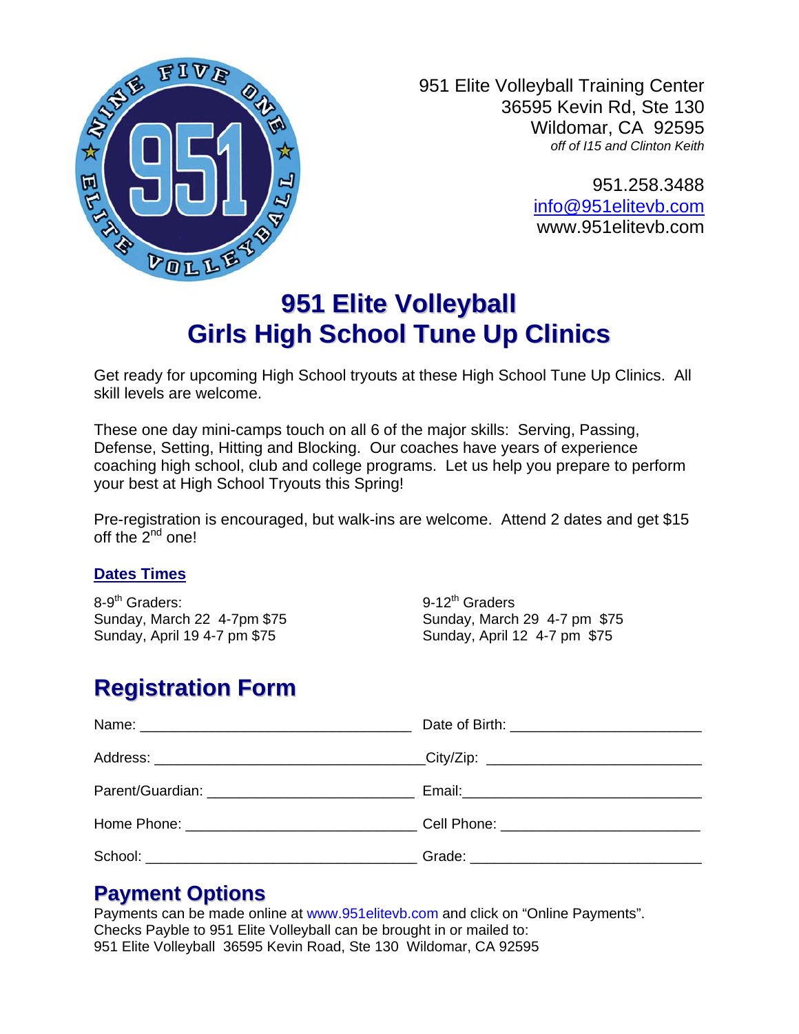951 Elite Volleyball Training Center
36595 Kevin Rd, Ste 130
Wildomar, CA 92595
*off of I15 and Clinton Keith*

951.258.3488
info@951elitevb.com
www.951elitevb.com

# 951 Elite Volleyball
# Girls High School Tune Up Clinics

Get ready for upcoming High School tryouts at these High School Tune Up Clinics. All skill levels are welcome.

These one day mini-camps touch on all 6 of the major skills: Serving, Passing, Defense, Setting, Hitting and Blocking. Our coaches have years of experience coaching high school, club and college programs. Let us help you prepare to perform your best at High School Tryouts this Spring!

Pre-registration is encouraged, but walk-ins are welcome. Attend 2 dates and get $15 off the 2nd one!

**Dates Times**

8-9th Graders:
Sunday, March 22 4-7pm $75
Sunday, April 19 4-7 pm $75

9-12th Graders
Sunday, March 29 4-7 pm $75
Sunday, April 12 4-7 pm $75

## Registration Form

Name: ______________________ Date of Birth: ______________________

Address: ______________________ City/Zip: ______________________

Parent/Guardian: ______________________ Email: ______________________

Home Phone: ______________________ Cell Phone: ______________________

School: ______________________ Grade: ______________________

## Payment Options

Payments can be made online at www.951elitevb.com and click on "Online Payments".
Checks Payble to 951 Elite Volleyball can be brought in or mailed to:
951 Elite Volleyball 36595 Kevin Road, Ste 130 Wildomar, CA 92595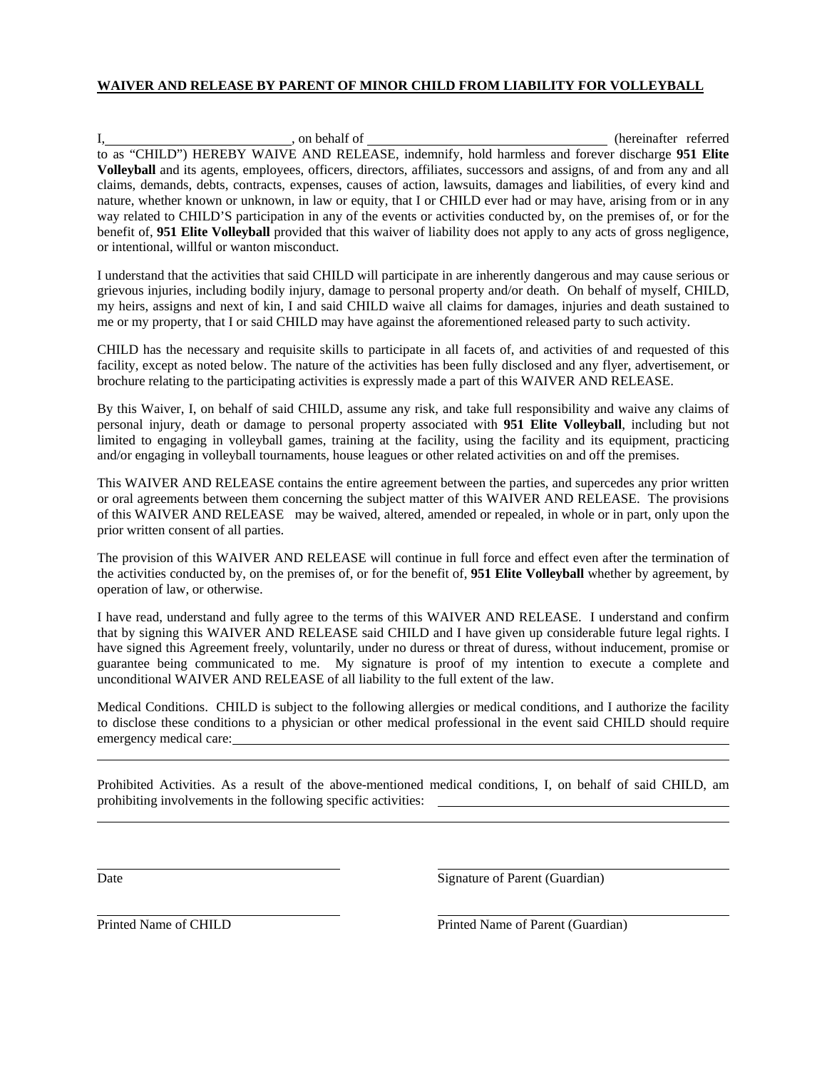**WAIVER AND RELEASE BY PARENT OF MINOR CHILD FROM LIABILITY FOR VOLLEYBALL**

I, ____________________________, on behalf of ____________________________________ (hereinafter referred to as "CHILD") HEREBY WAIVE AND RELEASE, indemnify, hold harmless and forever discharge **951 Elite Volleyball** and its agents, employees, officers, directors, affiliates, successors and assigns, of and from any and all claims, demands, debts, contracts, expenses, causes of action, lawsuits, damages and liabilities, of every kind and nature, whether known or unknown, in law or equity, that I or CHILD ever had or may have, arising from or in any way related to CHILD'S participation in any of the events or activities conducted by, on the premises of, or for the benefit of, **951 Elite Volleyball** provided that this waiver of liability does not apply to any acts of gross negligence, or intentional, willful or wanton misconduct.

I understand that the activities that said CHILD will participate in are inherently dangerous and may cause serious or grievous injuries, including bodily injury, damage to personal property and/or death. On behalf of myself, CHILD, my heirs, assigns and next of kin, I and said CHILD waive all claims for damages, injuries and death sustained to me or my property, that I or said CHILD may have against the aforementioned released party to such activity.

CHILD has the necessary and requisite skills to participate in all facets of, and activities of and requested of this facility, except as noted below. The nature of the activities has been fully disclosed and any flyer, advertisement, or brochure relating to the participating activities is expressly made a part of this WAIVER AND RELEASE.

By this Waiver, I, on behalf of said CHILD, assume any risk, and take full responsibility and waive any claims of personal injury, death or damage to personal property associated with **951 Elite Volleyball**, including but not limited to engaging in volleyball games, training at the facility, using the facility and its equipment, practicing and/or engaging in volleyball tournaments, house leagues or other related activities on and off the premises.

This WAIVER AND RELEASE contains the entire agreement between the parties, and supercedes any prior written or oral agreements between them concerning the subject matter of this WAIVER AND RELEASE. The provisions of this WAIVER AND RELEASE may be waived, altered, amended or repealed, in whole or in part, only upon the prior written consent of all parties.

The provision of this WAIVER AND RELEASE will continue in full force and effect even after the termination of the activities conducted by, on the premises of, or for the benefit of, **951 Elite Volleyball** whether by agreement, by operation of law, or otherwise.

I have read, understand and fully agree to the terms of this WAIVER AND RELEASE. I understand and confirm that by signing this WAIVER AND RELEASE said CHILD and I have given up considerable future legal rights. I have signed this Agreement freely, voluntarily, under no duress or threat of duress, without inducement, promise or guarantee being communicated to me. My signature is proof of my intention to execute a complete and unconditional WAIVER AND RELEASE of all liability to the full extent of the law.

Medical Conditions. CHILD is subject to the following allergies or medical conditions, and I authorize the facility to disclose these conditions to a physician or other medical professional in the event said CHILD should require emergency medical care: ____________________________________________

________________________________________________________________________

Prohibited Activities. As a result of the above-mentioned medical conditions, I, on behalf of said CHILD, am prohibiting involvements in the following specific activities: ______________________________

________________________________________________________________________

______________________________ Date

______________________________ Signature of Parent (Guardian)

______________________________ Printed Name of CHILD

______________________________ Printed Name of Parent (Guardian)